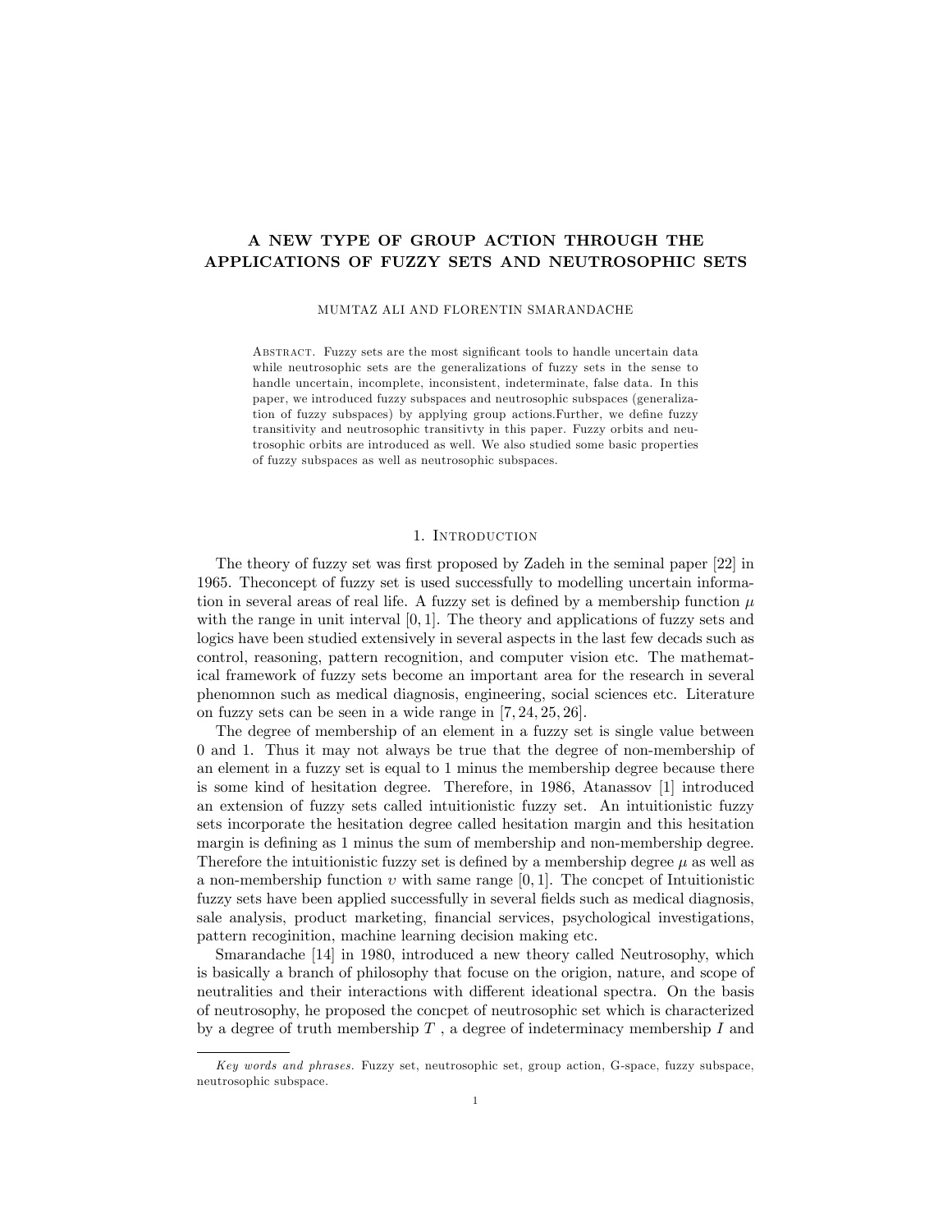# A NEW TYPE OF GROUP ACTION THROUGH THE APPLICATIONS OF FUZZY SETS AND NEUTROSOPHIC SETS

MUMTAZ ALI AND FLORENTIN SMARANDACHE

Abstract. Fuzzy sets are the most significant tools to handle uncertain data while neutrosophic sets are the generalizations of fuzzy sets in the sense to handle uncertain, incomplete, inconsistent, indeterminate, false data. In this paper, we introduced fuzzy subspaces and neutrosophic subspaces (generalization of fuzzy subspaces) by applying group actions.Further, we define fuzzy transitivity and neutrosophic transitivty in this paper. Fuzzy orbits and neutrosophic orbits are introduced as well. We also studied some basic properties of fuzzy subspaces as well as neutrosophic subspaces.

## 1. Introduction

The theory of fuzzy set was first proposed by Zadeh in the seminal paper [22] in 1965. Theconcept of fuzzy set is used successfully to modelling uncertain information in several areas of real life. A fuzzy set is defined by a membership function $\mu$ with the range in unit interval $[0, 1]$. The theory and applications of fuzzy sets and logics have been studied extensively in several aspects in the last few decads such as control, reasoning, pattern recognition, and computer vision etc. The mathematical framework of fuzzy sets become an important area for the research in several phenomnon such as medical diagnosis, engineering, social sciences etc. Literature on fuzzy sets can be seen in a wide range in [7, 24, 25, 26].

The degree of membership of an element in a fuzzy set is single value between 0 and 1. Thus it may not always be true that the degree of non-membership of an element in a fuzzy set is equal to 1 minus the membership degree because there is some kind of hesitation degree. Therefore, in 1986, Atanassov [1] introduced an extension of fuzzy sets called intuitionistic fuzzy set. An intuitionistic fuzzy sets incorporate the hesitation degree called hesitation margin and this hesitation margin is defining as 1 minus the sum of membership and non-membership degree. Therefore the intuitionistic fuzzy set is defined by a membership degree $\mu$ as well as a non-membership function $\upsilon$ with same range $[0, 1]$. The concpet of Intuitionistic fuzzy sets have been applied successfully in several fields such as medical diagnosis, sale analysis, product marketing, financial services, psychological investigations, pattern recoginition, machine learning decision making etc.

Smarandache [14] in 1980, introduced a new theory called Neutrosophy, which is basically a branch of philosophy that focuse on the origion, nature, and scope of neutralities and their interactions with different ideational spectra. On the basis of neutrosophy, he proposed the concpet of neutrosophic set which is characterized by a degree of truth membership $T$ , a degree of indeterminacy membership $I$ and

*Key words and phrases.* Fuzzy set, neutrosophic set, group action, G-space, fuzzy subspace, neutrosophic subspace.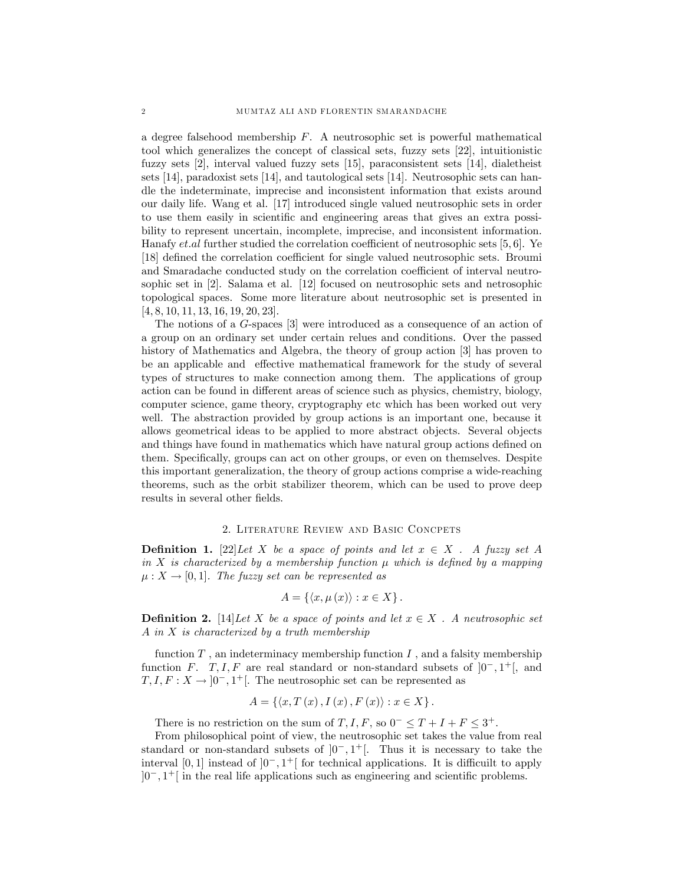a degree falsehood membership $F$. A neutrosophic set is powerful mathematical tool which generalizes the concept of classical sets, fuzzy sets [22], intuitionistic fuzzy sets [2], interval valued fuzzy sets [15], paraconsistent sets [14], dialetheist sets [14], paradoxist sets [14], and tautological sets [14]. Neutrosophic sets can handle the indeterminate, imprecise and inconsistent information that exists around our daily life. Wang et al. [17] introduced single valued neutrosophic sets in order to use them easily in scientific and engineering areas that gives an extra possibility to represent uncertain, incomplete, imprecise, and inconsistent information. Hanafy *et.al* further studied the correlation coefficient of neutrosophic sets [5, 6]. Ye [18] defined the correlation coefficient for single valued neutrosophic sets. Broumi and Smaradache conducted study on the correlation coefficient of interval neutrosophic set in [2]. Salama et al. [12] focused on neutrosophic sets and netrosophic topological spaces. Some more literature about neutrosophic set is presented in [4, 8, 10, 11, 13, 16, 19, 20, 23].

The notions of a $G$-spaces [3] were introduced as a consequence of an action of a group on an ordinary set under certain relues and conditions. Over the passed history of Mathematics and Algebra, the theory of group action [3] has proven to be an applicable and effective mathematical framework for the study of several types of structures to make connection among them. The applications of group action can be found in different areas of science such as physics, chemistry, biology, computer science, game theory, cryptography etc which has been worked out very well. The abstraction provided by group actions is an important one, because it allows geometrical ideas to be applied to more abstract objects. Several objects and things have found in mathematics which have natural group actions defined on them. Specifically, groups can act on other groups, or even on themselves. Despite this important generalization, the theory of group actions comprise a wide-reaching theorems, such as the orbit stabilizer theorem, which can be used to prove deep results in several other fields.

## 2. Literature Review and Basic Concepts

**Definition 1.** [22]*Let $X$ be a space of points and let $x \in X$ . A fuzzy set $A$ in $X$ is characterized by a membership function $\mu$ which is defined by a mapping $\mu : X \to [0,1]$. The fuzzy set can be represented as*

$$A = \{\langle x, \mu(x)\rangle : x \in X\}.$$

**Definition 2.** [14]*Let $X$ be a space of points and let $x \in X$ . A neutrosophic set $A$ in $X$ is characterized by a truth membership*

function $T$ , an indeterminacy membership function $I$ , and a falsity membership function $F$. $T, I, F$ are real standard or non-standard subsets of $]0^-, 1^+[$, and $T, I, F : X \to ]0^-, 1^+[$. The neutrosophic set can be represented as

$$A = \{\langle x, T(x), I(x), F(x)\rangle : x \in X\}.$$

There is no restriction on the sum of $T, I, F$, so $0^- \leq T + I + F \leq 3^+$.

From philosophical point of view, the neutrosophic set takes the value from real standard or non-standard subsets of $]0^-, 1^+[$. Thus it is necessary to take the interval $[0,1]$ instead of $]0^-, 1^+[$ for technical applications. It is difficuilt to apply $]0^-, 1^+[$ in the real life applications such as engineering and scientific problems.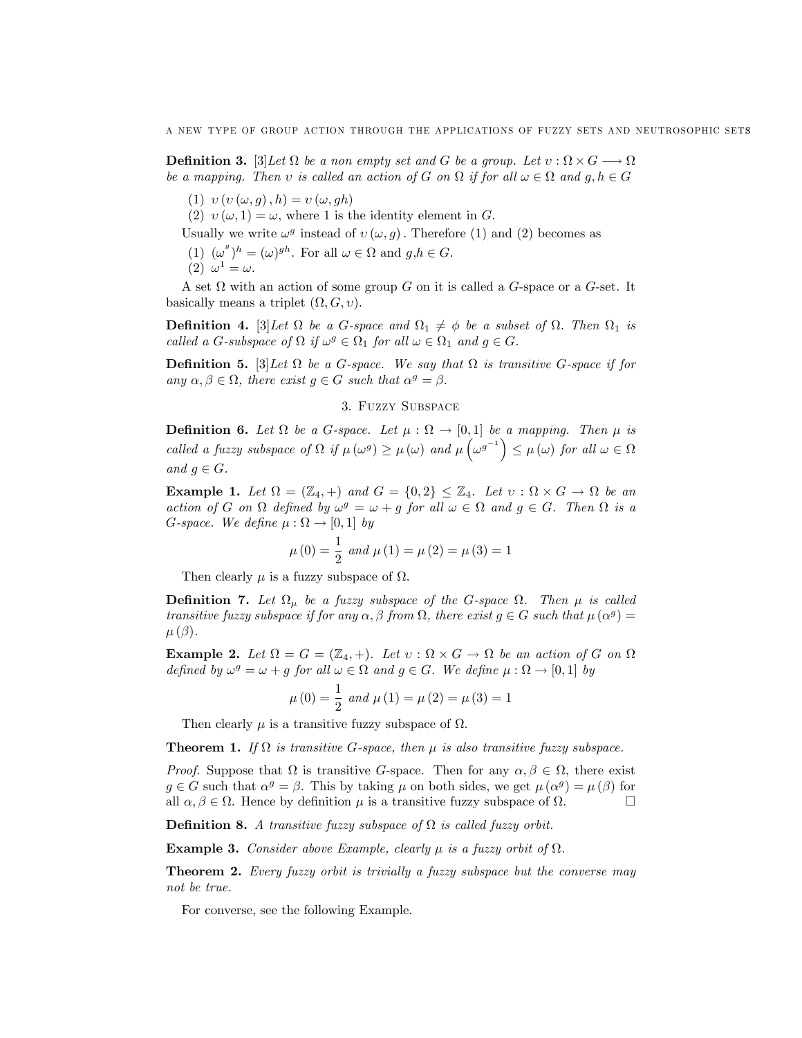**Definition 3.** [3]*Let $\Omega$ be a non empty set and $G$ be a group. Let $\upsilon : \Omega \times G \longrightarrow \Omega$ be a mapping. Then $\upsilon$ is called an action of $G$ on $\Omega$ if for all $\omega \in \Omega$ and $g, h \in G$*

(1) $\upsilon\left(\upsilon\left(\omega, g\right), h\right) = \upsilon\left(\omega, gh\right)$
(2) $\upsilon\left(\omega, 1\right) = \omega$, where 1 is the identity element in $G$.

Usually we write $\omega^g$ instead of $\upsilon\left(\omega, g\right)$. Therefore (1) and (2) becomes as

(1) $(\omega^g)^h = (\omega)^{gh}$. For all $\omega \in \Omega$ and $g$,$h \in G$.
(2) $\omega^1 = \omega$.

A set $\Omega$ with an action of some group $G$ on it is called a $G$-space or a $G$-set. It basically means a triplet $(\Omega, G, \upsilon)$.

**Definition 4.** [3]*Let $\Omega$ be a $G$-space and $\Omega_1 \neq \phi$ be a subset of $\Omega$. Then $\Omega_1$ is called a $G$-subspace of $\Omega$ if $\omega^g \in \Omega_1$ for all $\omega \in \Omega_1$ and $g \in G$.*

**Definition 5.** [3]*Let $\Omega$ be a $G$-space. We say that $\Omega$ is transitive $G$-space if for any $\alpha, \beta \in \Omega$, there exist $g \in G$ such that $\alpha^g = \beta$.*

## 3. Fuzzy Subspace

**Definition 6.** *Let $\Omega$ be a $G$-space. Let $\mu : \Omega \to [0, 1]$ be a mapping. Then $\mu$ is called a fuzzy subspace of $\Omega$ if $\mu\left(\omega^g\right) \geq \mu\left(\omega\right)$ and $\mu\left(\omega^{g^{-1}}\right) \leq \mu\left(\omega\right)$ for all $\omega \in \Omega$ and $g \in G$.*

**Example 1.** *Let $\Omega = (\mathbb{Z}_4, +)$ and $G = \{0, 2\} \leq \mathbb{Z}_4$. Let $\upsilon : \Omega \times G \to \Omega$ be an action of $G$ on $\Omega$ defined by $\omega^g = \omega + g$ for all $\omega \in \Omega$ and $g \in G$. Then $\Omega$ is a $G$-space. We define $\mu : \Omega \to [0, 1]$ by*

$$\mu\left(0\right) = \frac{1}{2} \text{ and } \mu\left(1\right) = \mu\left(2\right) = \mu\left(3\right) = 1$$

Then clearly $\mu$ is a fuzzy subspace of $\Omega$.

**Definition 7.** *Let $\Omega_\mu$ be a fuzzy subspace of the $G$-space $\Omega$. Then $\mu$ is called transitive fuzzy subspace if for any $\alpha, \beta$ from $\Omega$, there exist $g \in G$ such that $\mu\left(\alpha^g\right) = \mu\left(\beta\right)$.*

**Example 2.** *Let $\Omega = G = (\mathbb{Z}_4, +)$. Let $\upsilon : \Omega \times G \to \Omega$ be an action of $G$ on $\Omega$ defined by $\omega^g = \omega + g$ for all $\omega \in \Omega$ and $g \in G$. We define $\mu : \Omega \to [0, 1]$ by*

$$\mu\left(0\right) = \frac{1}{2} \text{ and } \mu\left(1\right) = \mu\left(2\right) = \mu\left(3\right) = 1$$

Then clearly $\mu$ is a transitive fuzzy subspace of $\Omega$.

**Theorem 1.** *If $\Omega$ is transitive $G$-space, then $\mu$ is also transitive fuzzy subspace.*

*Proof.* Suppose that $\Omega$ is transitive $G$-space. Then for any $\alpha, \beta \in \Omega$, there exist $g \in G$ such that $\alpha^g = \beta$. This by taking $\mu$ on both sides, we get $\mu\left(\alpha^g\right) = \mu\left(\beta\right)$ for all $\alpha, \beta \in \Omega$. Hence by definition $\mu$ is a transitive fuzzy subspace of $\Omega$. $\square$

**Definition 8.** *A transitive fuzzy subspace of $\Omega$ is called fuzzy orbit.*

**Example 3.** *Consider above Example, clearly $\mu$ is a fuzzy orbit of $\Omega$.*

**Theorem 2.** *Every fuzzy orbit is trivially a fuzzy subspace but the converse may not be true.*

For converse, see the following Example.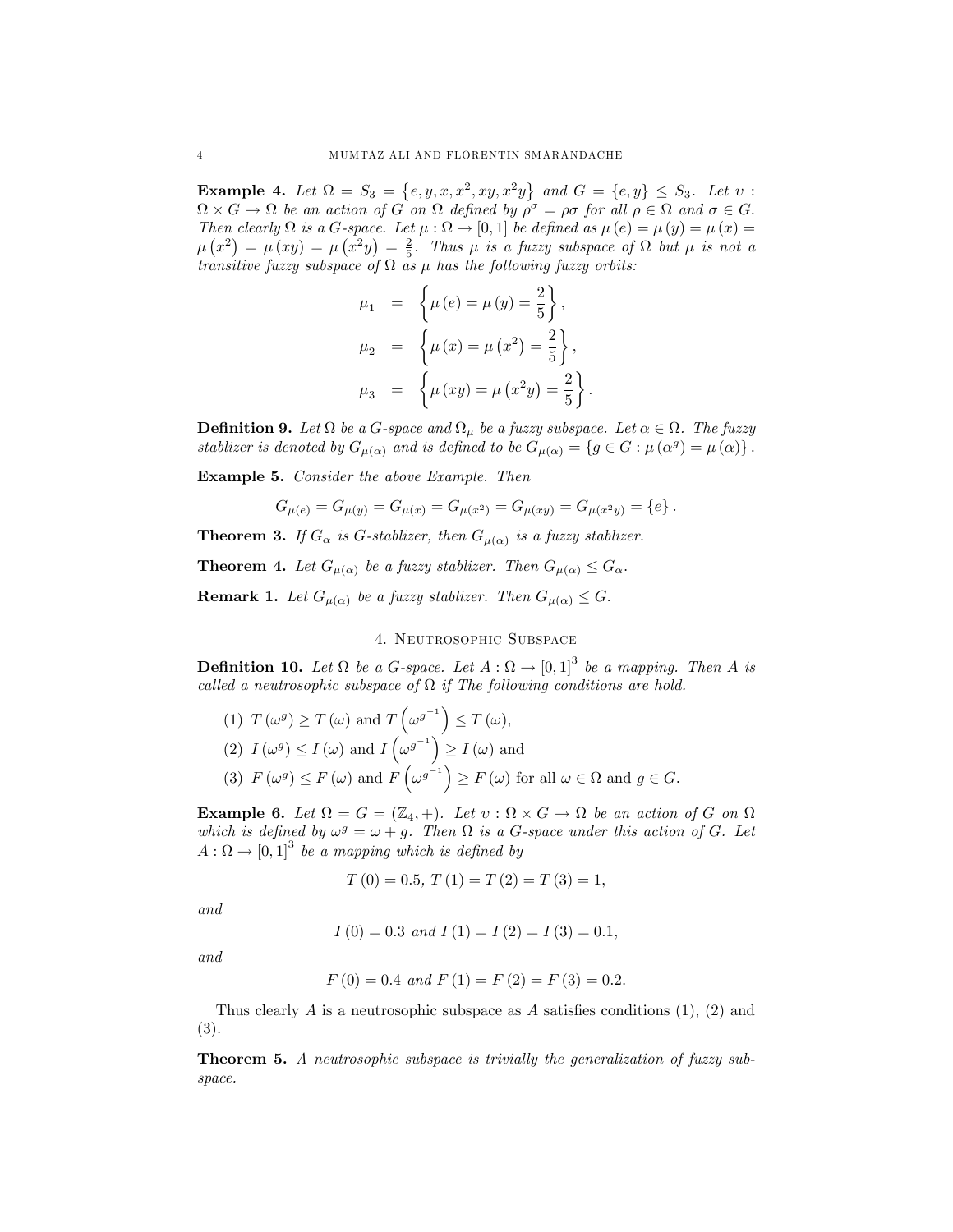**Example 4.** *Let $\Omega = S_3 = \{e, y, x, x^2, xy, x^2y\}$ and $G = \{e, y\} \leq S_3$. Let $\upsilon : \Omega \times G \to \Omega$ be an action of $G$ on $\Omega$ defined by $\rho^\sigma = \rho\sigma$ for all $\rho \in \Omega$ and $\sigma \in G$. Then clearly $\Omega$ is a $G$-space. Let $\mu : \Omega \to [0,1]$ be defined as $\mu(e) = \mu(y) = \mu(x) = \mu(x^2) = \mu(xy) = \mu(x^2y) = \frac{2}{5}$. Thus $\mu$ is a fuzzy subspace of $\Omega$ but $\mu$ is not a transitive fuzzy subspace of $\Omega$ as $\mu$ has the following fuzzy orbits:*

$$
\begin{aligned}
\mu_1 &= \left\{\mu(e) = \mu(y) = \frac{2}{5}\right\}, \\
\mu_2 &= \left\{\mu(x) = \mu(x^2) = \frac{2}{5}\right\}, \\
\mu_3 &= \left\{\mu(xy) = \mu(x^2y) = \frac{2}{5}\right\}.
\end{aligned}
$$

**Definition 9.** *Let $\Omega$ be a $G$-space and $\Omega_\mu$ be a fuzzy subspace. Let $\alpha \in \Omega$. The fuzzy stablizer is denoted by $G_{\mu(\alpha)}$ and is defined to be $G_{\mu(\alpha)} = \{g \in G : \mu(\alpha^g) = \mu(\alpha)\}$.*

**Example 5.** *Consider the above Example. Then*

$$G_{\mu(e)} = G_{\mu(y)} = G_{\mu(x)} = G_{\mu(x^2)} = G_{\mu(xy)} = G_{\mu(x^2y)} = \{e\}.$$

**Theorem 3.** *If $G_\alpha$ is $G$-stablizer, then $G_{\mu(\alpha)}$ is a fuzzy stablizer.*

**Theorem 4.** *Let $G_{\mu(\alpha)}$ be a fuzzy stablizer. Then $G_{\mu(\alpha)} \leq G_\alpha$.*

**Remark 1.** *Let $G_{\mu(\alpha)}$ be a fuzzy stablizer. Then $G_{\mu(\alpha)} \leq G$.*

## 4. Neutrosophic Subspace

**Definition 10.** *Let $\Omega$ be a $G$-space. Let $A : \Omega \to [0,1]^3$ be a mapping. Then $A$ is called a neutrosophic subspace of $\Omega$ if The following conditions are hold.*

1. $T(\omega^g) \geq T(\omega)$ and $T\left(\omega^{g^{-1}}\right) \leq T(\omega)$,
2. $I(\omega^g) \leq I(\omega)$ and $I\left(\omega^{g^{-1}}\right) \geq I(\omega)$ and
3. $F(\omega^g) \leq F(\omega)$ and $F\left(\omega^{g^{-1}}\right) \geq F(\omega)$ for all $\omega \in \Omega$ and $g \in G$.

**Example 6.** *Let $\Omega = G = (\mathbb{Z}_4, +)$. Let $\upsilon : \Omega \times G \to \Omega$ be an action of $G$ on $\Omega$ which is defined by $\omega^g = \omega + g$. Then $\Omega$ is a $G$-space under this action of $G$. Let $A : \Omega \to [0,1]^3$ be a mapping which is defined by*

$$T(0) = 0.5,\ T(1) = T(2) = T(3) = 1,$$

*and*

$$I(0) = 0.3 \text{ and } I(1) = I(2) = I(3) = 0.1,$$

*and*

$$F(0) = 0.4 \text{ and } F(1) = F(2) = F(3) = 0.2.$$

Thus clearly $A$ is a neutrosophic subspace as $A$ satisfies conditions (1), (2) and (3).

**Theorem 5.** *A neutrosophic subspace is trivially the generalization of fuzzy subspace.*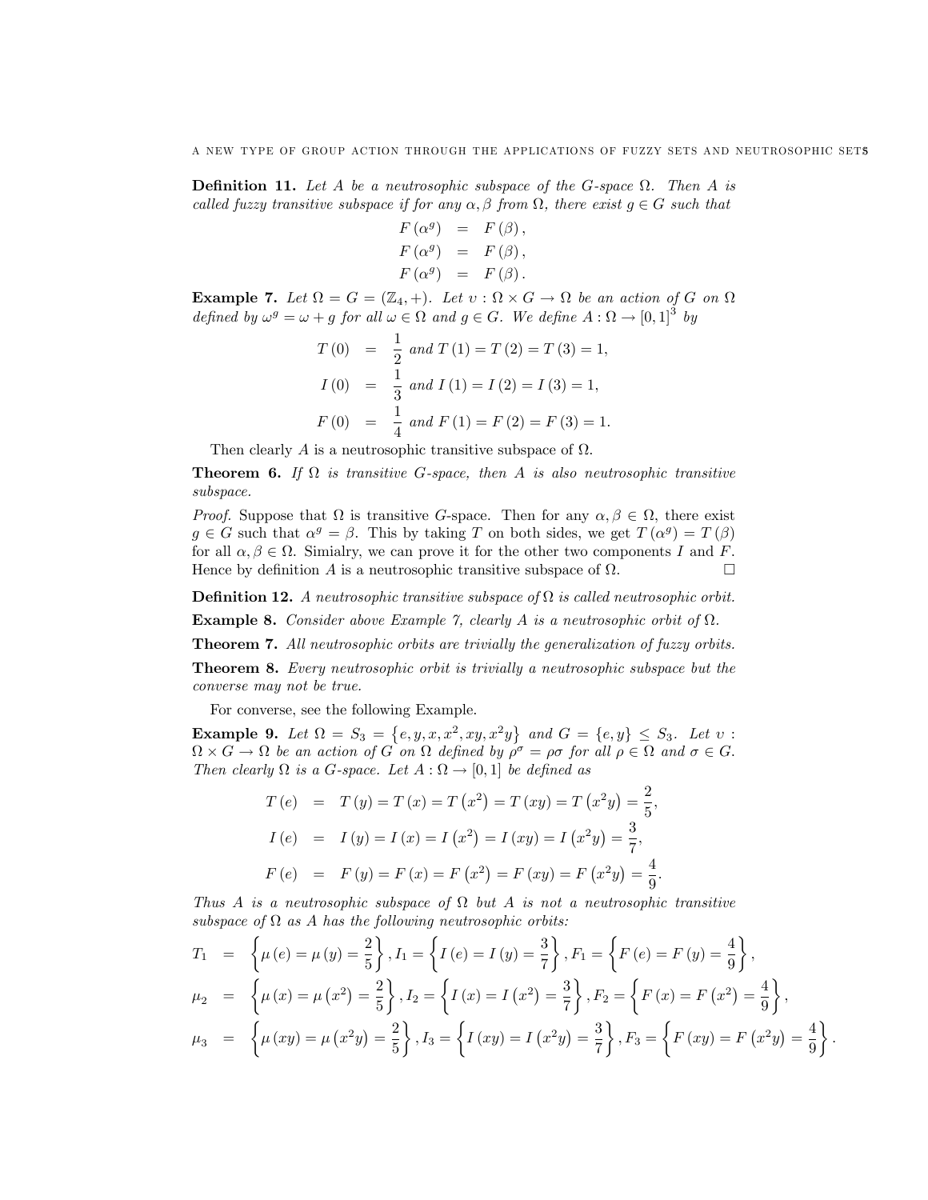**Definition 11.** *Let $A$ be a neutrosophic subspace of the $G$-space $\Omega$. Then $A$ is called fuzzy transitive subspace if for any $\alpha, \beta$ from $\Omega$, there exist $g \in G$ such that*

$$
\begin{aligned}
F\left(\alpha^{g}\right) &= F(\beta), \\
F\left(\alpha^{g}\right) &= F(\beta), \\
F\left(\alpha^{g}\right) &= F(\beta).
\end{aligned}
$$

**Example 7.** *Let $\Omega = G = (\mathbb{Z}_4, +)$. Let $\upsilon : \Omega \times G \to \Omega$ be an action of $G$ on $\Omega$ defined by $\omega^g = \omega + g$ for all $\omega \in \Omega$ and $g \in G$. We define $A : \Omega \to [0,1]^3$ by*

$$
\begin{aligned}
T(0) &= \frac{1}{2} \text{ and } T(1) = T(2) = T(3) = 1, \\
I(0) &= \frac{1}{3} \text{ and } I(1) = I(2) = I(3) = 1, \\
F(0) &= \frac{1}{4} \text{ and } F(1) = F(2) = F(3) = 1.
\end{aligned}
$$

Then clearly $A$ is a neutrosophic transitive subspace of $\Omega$.

**Theorem 6.** *If $\Omega$ is transitive $G$-space, then $A$ is also neutrosophic transitive subspace.*

*Proof.* Suppose that $\Omega$ is transitive $G$-space. Then for any $\alpha, \beta \in \Omega$, there exist $g \in G$ such that $\alpha^g = \beta$. This by taking $T$ on both sides, we get $T(\alpha^g) = T(\beta)$ for all $\alpha, \beta \in \Omega$. Simialry, we can prove it for the other two components $I$ and $F$. Hence by definition $A$ is a neutrosophic transitive subspace of $\Omega$. $\square$

**Definition 12.** *A neutrosophic transitive subspace of $\Omega$ is called neutrosophic orbit.*

**Example 8.** *Consider above Example 7, clearly $A$ is a neutrosophic orbit of $\Omega$.*

**Theorem 7.** *All neutrosophic orbits are trivially the generalization of fuzzy orbits.*

**Theorem 8.** *Every neutrosophic orbit is trivially a neutrosophic subspace but the converse may not be true.*

For converse, see the following Example.

**Example 9.** *Let $\Omega = S_3 = \{e, y, x, x^2, xy, x^2y\}$ and $G = \{e, y\} \leq S_3$. Let $\upsilon : \Omega \times G \to \Omega$ be an action of $G$ on $\Omega$ defined by $\rho^\sigma = \rho\sigma$ for all $\rho \in \Omega$ and $\sigma \in G$. Then clearly $\Omega$ is a $G$-space. Let $A : \Omega \to [0,1]$ be defined as*

$$
\begin{aligned}
T(e) &= T(y) = T(x) = T\left(x^2\right) = T(xy) = T\left(x^2y\right) = \frac{2}{5}, \\
I(e) &= I(y) = I(x) = I\left(x^2\right) = I(xy) = I\left(x^2y\right) = \frac{3}{7}, \\
F(e) &= F(y) = F(x) = F\left(x^2\right) = F(xy) = F\left(x^2y\right) = \frac{4}{9}.
\end{aligned}
$$

*Thus $A$ is a neutrosophic subspace of $\Omega$ but $A$ is not a neutrosophic transitive subspace of $\Omega$ as $A$ has the following neutrosophic orbits:*

$$
\begin{aligned}
T_1 &= \left\{\mu(e) = \mu(y) = \frac{2}{5}\right\}, I_1 = \left\{I(e) = I(y) = \frac{3}{7}\right\}, F_1 = \left\{F(e) = F(y) = \frac{4}{9}\right\}, \\
\mu_2 &= \left\{\mu(x) = \mu\left(x^2\right) = \frac{2}{5}\right\}, I_2 = \left\{I(x) = I\left(x^2\right) = \frac{3}{7}\right\}, F_2 = \left\{F(x) = F\left(x^2\right) = \frac{4}{9}\right\}, \\
\mu_3 &= \left\{\mu(xy) = \mu\left(x^2y\right) = \frac{2}{5}\right\}, I_3 = \left\{I(xy) = I\left(x^2y\right) = \frac{3}{7}\right\}, F_3 = \left\{F(xy) = F\left(x^2y\right) = \frac{4}{9}\right\}.
\end{aligned}
$$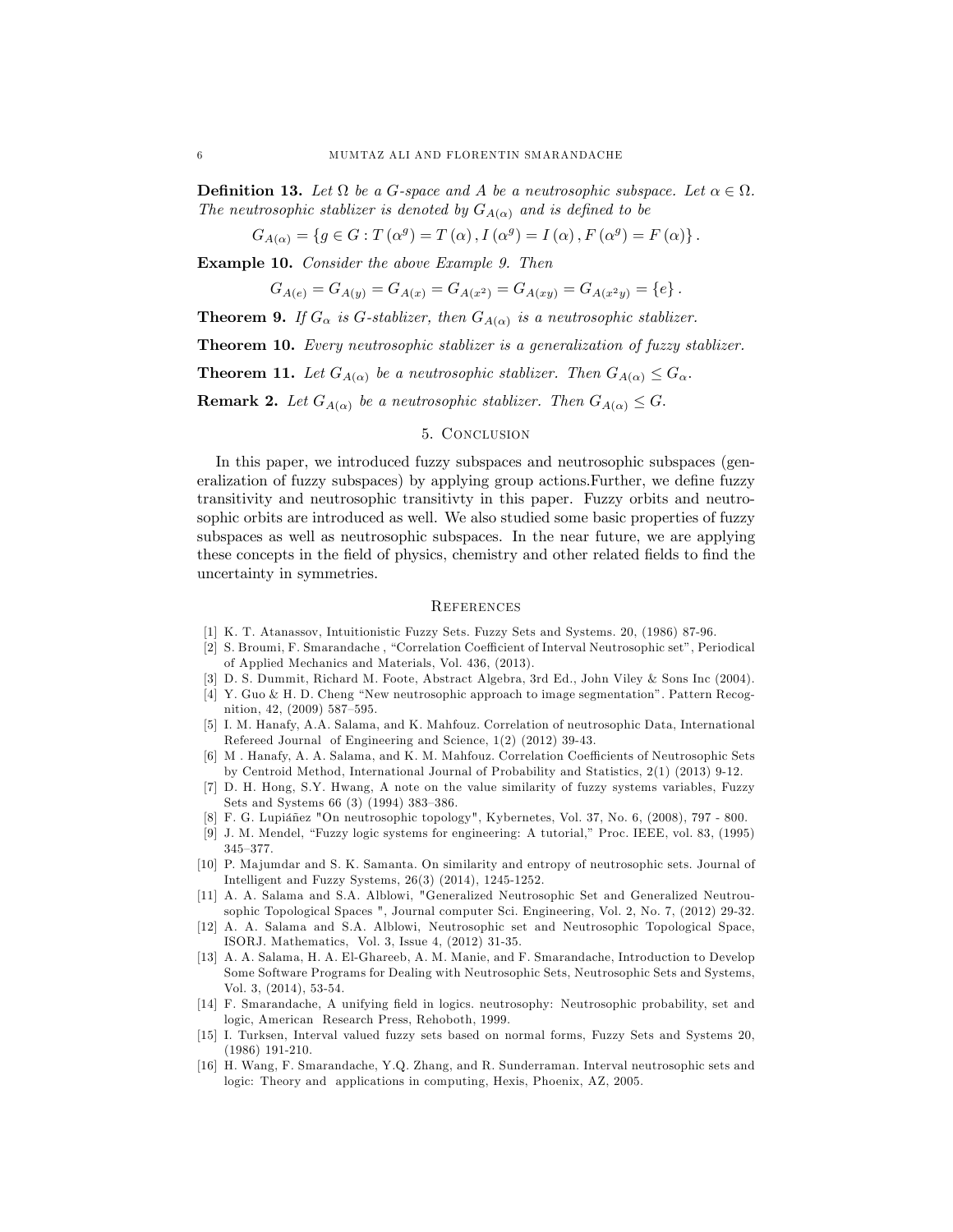**Definition 13.** *Let $\Omega$ be a $G$-space and $A$ be a neutrosophic subspace. Let $\alpha \in \Omega$. The neutrosophic stablizer is denoted by $G_{A(\alpha)}$ and is defined to be*

$$G_{A(\alpha)} = \{g \in G : T(\alpha^g) = T(\alpha), I(\alpha^g) = I(\alpha), F(\alpha^g) = F(\alpha)\}.$$

**Example 10.** *Consider the above Example 9. Then*

$$G_{A(e)} = G_{A(y)} = G_{A(x)} = G_{A(x^2)} = G_{A(xy)} = G_{A(x^2y)} = \{e\}.$$

**Theorem 9.** *If $G_\alpha$ is $G$-stablizer, then $G_{A(\alpha)}$ is a neutrosophic stablizer.*

**Theorem 10.** *Every neutrosophic stablizer is a generalization of fuzzy stablizer.*

**Theorem 11.** *Let $G_{A(\alpha)}$ be a neutrosophic stablizer. Then $G_{A(\alpha)} \leq G_\alpha$.*

**Remark 2.** *Let $G_{A(\alpha)}$ be a neutrosophic stablizer. Then $G_{A(\alpha)} \leq G$.*

## 5. Conclusion

In this paper, we introduced fuzzy subspaces and neutrosophic subspaces (generalization of fuzzy subspaces) by applying group actions.Further, we define fuzzy transitivity and neutrosophic transitivty in this paper. Fuzzy orbits and neutrosophic orbits are introduced as well. We also studied some basic properties of fuzzy subspaces as well as neutrosophic subspaces. In the near future, we are applying these concepts in the field of physics, chemistry and other related fields to find the uncertainty in symmetries.

## References

[1] K. T. Atanassov, Intuitionistic Fuzzy Sets. Fuzzy Sets and Systems. 20, (1986) 87-96.

[2] S. Broumi, F. Smarandache , "Correlation Coefficient of Interval Neutrosophic set", Periodical of Applied Mechanics and Materials, Vol. 436, (2013).

[3] D. S. Dummit, Richard M. Foote, Abstract Algebra, 3rd Ed., John Viley & Sons Inc (2004).

[4] Y. Guo & H. D. Cheng "New neutrosophic approach to image segmentation". Pattern Recognition, 42, (2009) 587–595.

[5] I. M. Hanafy, A.A. Salama, and K. Mahfouz. Correlation of neutrosophic Data, International Refereed Journal of Engineering and Science, 1(2) (2012) 39-43.

[6] M . Hanafy, A. A. Salama, and K. M. Mahfouz. Correlation Coefficients of Neutrosophic Sets by Centroid Method, International Journal of Probability and Statistics, 2(1) (2013) 9-12.

[7] D. H. Hong, S.Y. Hwang, A note on the value similarity of fuzzy systems variables, Fuzzy Sets and Systems 66 (3) (1994) 383–386.

[8] F. G. Lupiáñez "On neutrosophic topology", Kybernetes, Vol. 37, No. 6, (2008), 797 - 800.

[9] J. M. Mendel, "Fuzzy logic systems for engineering: A tutorial," Proc. IEEE, vol. 83, (1995) 345–377.

[10] P. Majumdar and S. K. Samanta. On similarity and entropy of neutrosophic sets. Journal of Intelligent and Fuzzy Systems, 26(3) (2014), 1245-1252.

[11] A. A. Salama and S.A. Alblowi, "Generalized Neutrosophic Set and Generalized Neutrousophic Topological Spaces ", Journal computer Sci. Engineering, Vol. 2, No. 7, (2012) 29-32.

[12] A. A. Salama and S.A. Alblowi, Neutrosophic set and Neutrosophic Topological Space, ISORJ. Mathematics, Vol. 3, Issue 4, (2012) 31-35.

[13] A. A. Salama, H. A. El-Ghareeb, A. M. Manie, and F. Smarandache, Introduction to Develop Some Software Programs for Dealing with Neutrosophic Sets, Neutrosophic Sets and Systems, Vol. 3, (2014), 53-54.

[14] F. Smarandache, A unifying field in logics. neutrosophy: Neutrosophic probability, set and logic, American Research Press, Rehoboth, 1999.

[15] I. Turksen, Interval valued fuzzy sets based on normal forms, Fuzzy Sets and Systems 20, (1986) 191-210.

[16] H. Wang, F. Smarandache, Y.Q. Zhang, and R. Sunderraman. Interval neutrosophic sets and logic: Theory and applications in computing, Hexis, Phoenix, AZ, 2005.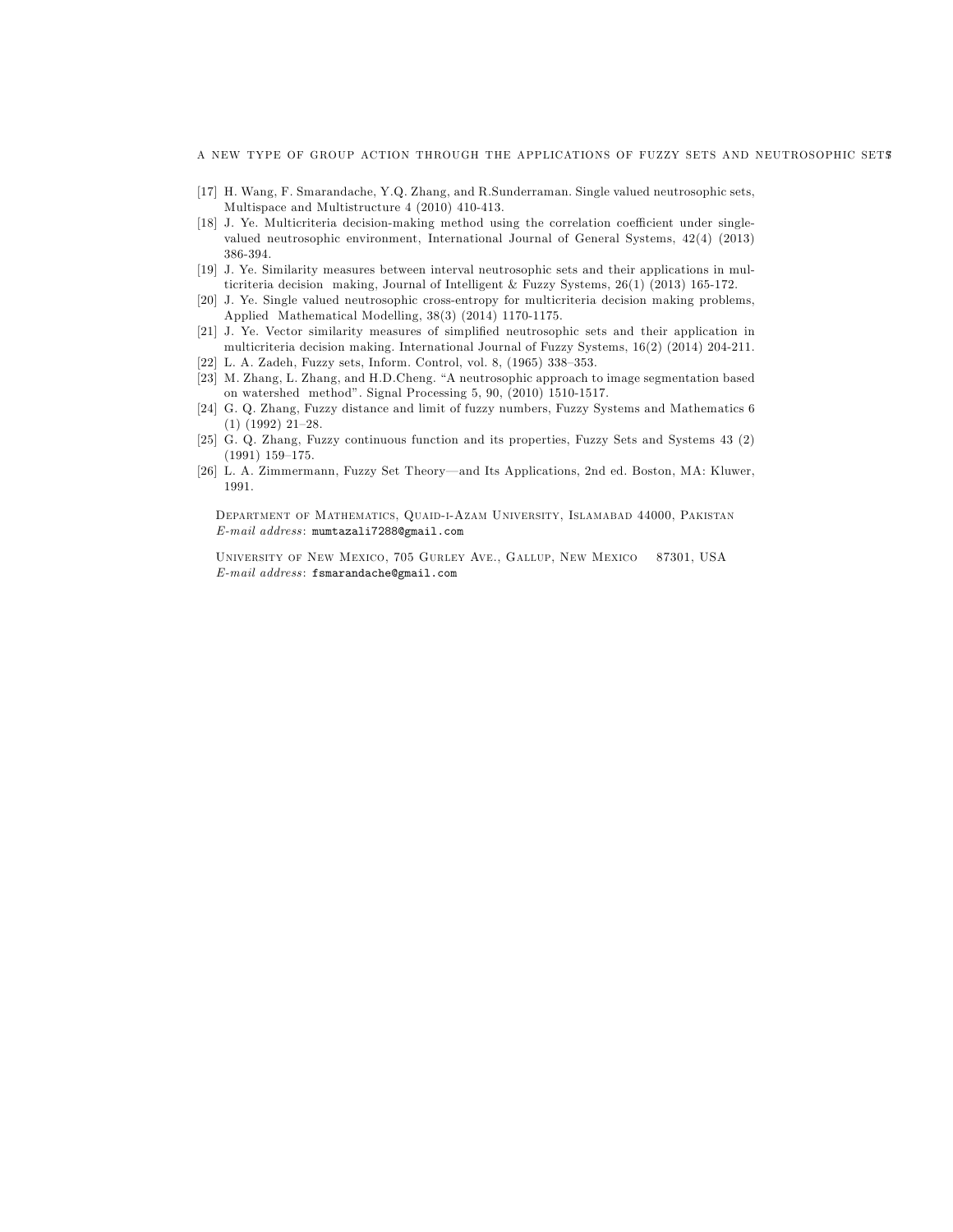[17] H. Wang, F. Smarandache, Y.Q. Zhang, and R.Sunderraman. Single valued neutrosophic sets, Multispace and Multistructure 4 (2010) 410-413.

[18] J. Ye. Multicriteria decision-making method using the correlation coefficient under single-valued neutrosophic environment, International Journal of General Systems, 42(4) (2013) 386-394.

[19] J. Ye. Similarity measures between interval neutrosophic sets and their applications in multicriteria decision making, Journal of Intelligent & Fuzzy Systems, 26(1) (2013) 165-172.

[20] J. Ye. Single valued neutrosophic cross-entropy for multicriteria decision making problems, Applied Mathematical Modelling, 38(3) (2014) 1170-1175.

[21] J. Ye. Vector similarity measures of simplified neutrosophic sets and their application in multicriteria decision making. International Journal of Fuzzy Systems, 16(2) (2014) 204-211.

[22] L. A. Zadeh, Fuzzy sets, Inform. Control, vol. 8, (1965) 338–353.

[23] M. Zhang, L. Zhang, and H.D.Cheng. "A neutrosophic approach to image segmentation based on watershed method". Signal Processing 5, 90, (2010) 1510-1517.

[24] G. Q. Zhang, Fuzzy distance and limit of fuzzy numbers, Fuzzy Systems and Mathematics 6 (1) (1992) 21–28.

[25] G. Q. Zhang, Fuzzy continuous function and its properties, Fuzzy Sets and Systems 43 (2) (1991) 159–175.

[26] L. A. Zimmermann, Fuzzy Set Theory—and Its Applications, 2nd ed. Boston, MA: Kluwer, 1991.

Department of Mathematics, Quaid-i-Azam University, Islamabad 44000, Pakistan
*E-mail address*: mumtazali7288@gmail.com

University of New Mexico, 705 Gurley Ave., Gallup, New Mexico 87301, USA
*E-mail address*: fsmarandache@gmail.com